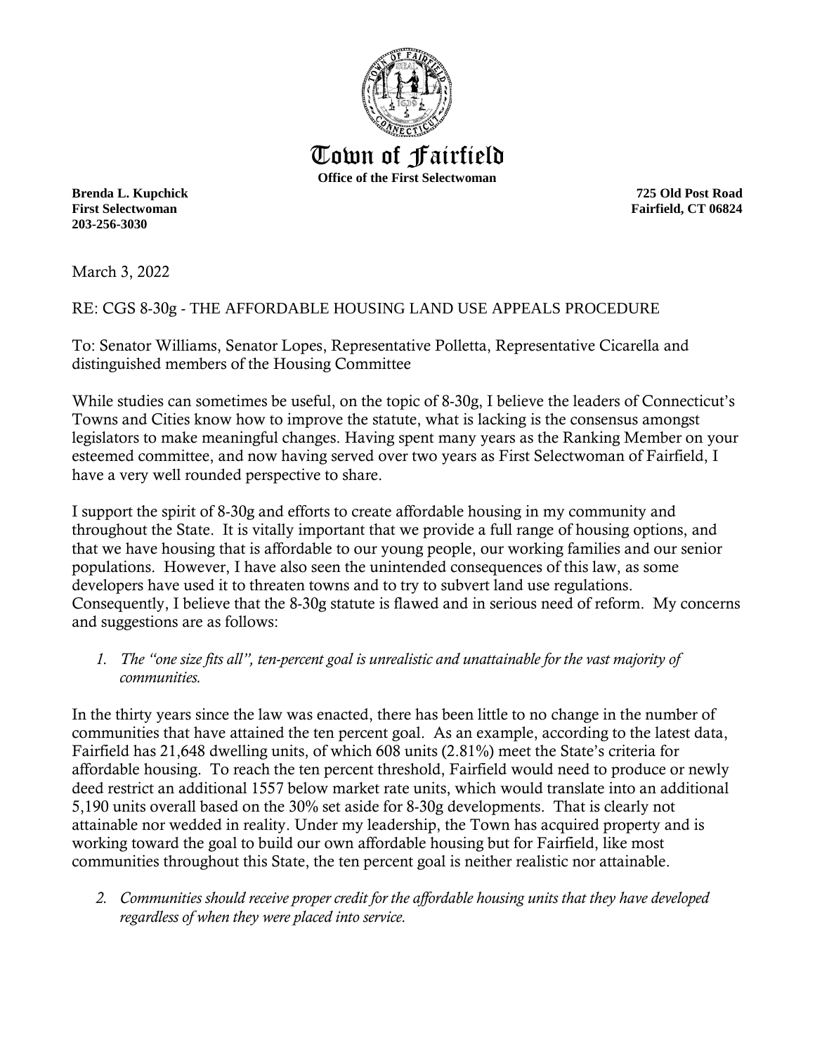# Town of Fairfield

**Office of the First Selectwoman**

**Brenda L. Kupchick**
**First Selectwoman**
**203-256-3030**

**725 Old Post Road**
**Fairfield, CT 06824**

March 3, 2022

RE: CGS 8-30g - THE AFFORDABLE HOUSING LAND USE APPEALS PROCEDURE

To: Senator Williams, Senator Lopes, Representative Polletta, Representative Cicarella and distinguished members of the Housing Committee

While studies can sometimes be useful, on the topic of 8-30g, I believe the leaders of Connecticut's Towns and Cities know how to improve the statute, what is lacking is the consensus amongst legislators to make meaningful changes. Having spent many years as the Ranking Member on your esteemed committee, and now having served over two years as First Selectwoman of Fairfield, I have a very well rounded perspective to share.

I support the spirit of 8-30g and efforts to create affordable housing in my community and throughout the State. It is vitally important that we provide a full range of housing options, and that we have housing that is affordable to our young people, our working families and our senior populations. However, I have also seen the unintended consequences of this law, as some developers have used it to threaten towns and to try to subvert land use regulations. Consequently, I believe that the 8-30g statute is flawed and in serious need of reform. My concerns and suggestions are as follows:

1. *The "one size fits all", ten-percent goal is unrealistic and unattainable for the vast majority of communities.*

In the thirty years since the law was enacted, there has been little to no change in the number of communities that have attained the ten percent goal. As an example, according to the latest data, Fairfield has 21,648 dwelling units, of which 608 units (2.81%) meet the State's criteria for affordable housing. To reach the ten percent threshold, Fairfield would need to produce or newly deed restrict an additional 1557 below market rate units, which would translate into an additional 5,190 units overall based on the 30% set aside for 8-30g developments. That is clearly not attainable nor wedded in reality. Under my leadership, the Town has acquired property and is working toward the goal to build our own affordable housing but for Fairfield, like most communities throughout this State, the ten percent goal is neither realistic nor attainable.

2. *Communities should receive proper credit for the affordable housing units that they have developed regardless of when they were placed into service.*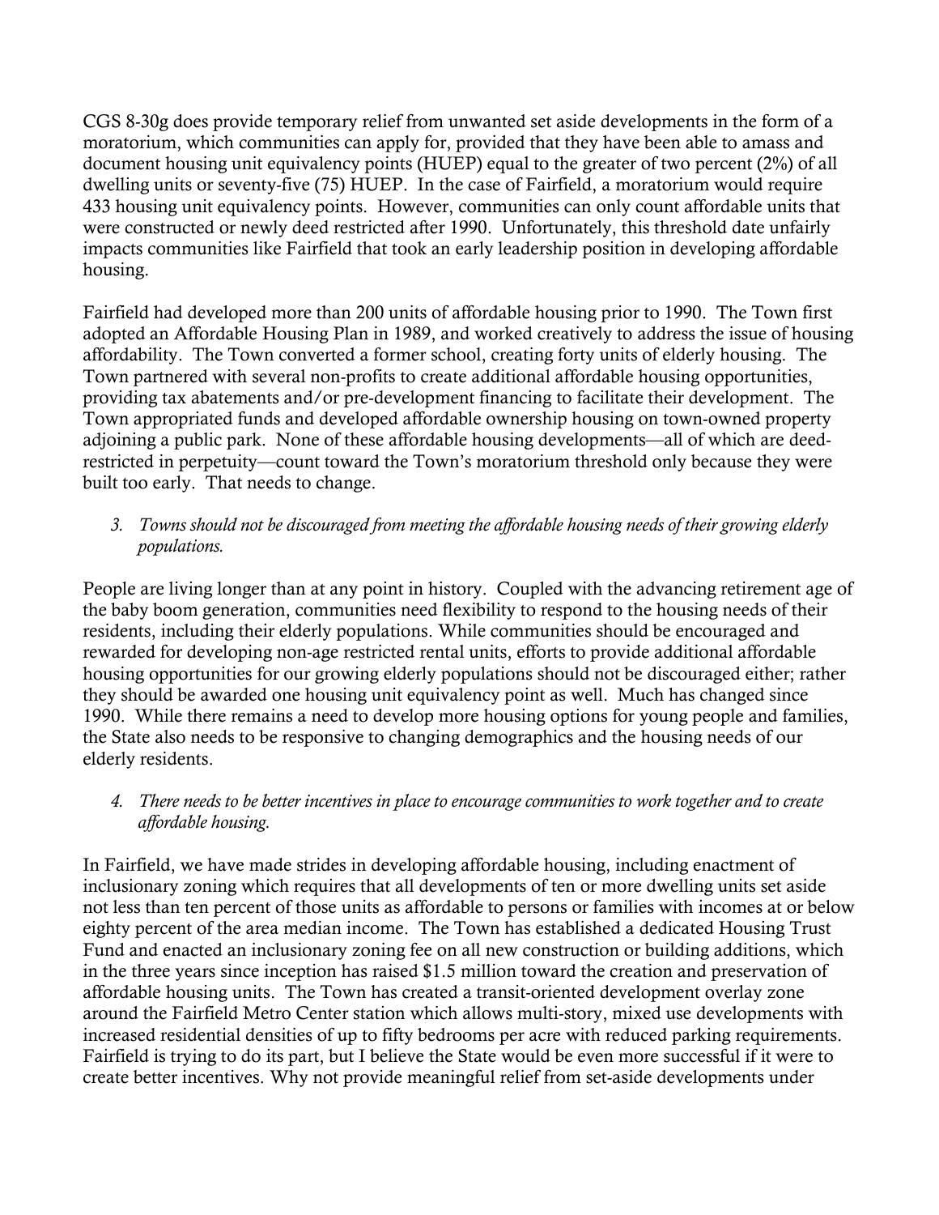CGS 8-30g does provide temporary relief from unwanted set aside developments in the form of a moratorium, which communities can apply for, provided that they have been able to amass and document housing unit equivalency points (HUEP) equal to the greater of two percent (2%) of all dwelling units or seventy-five (75) HUEP. In the case of Fairfield, a moratorium would require 433 housing unit equivalency points. However, communities can only count affordable units that were constructed or newly deed restricted after 1990. Unfortunately, this threshold date unfairly impacts communities like Fairfield that took an early leadership position in developing affordable housing.

Fairfield had developed more than 200 units of affordable housing prior to 1990. The Town first adopted an Affordable Housing Plan in 1989, and worked creatively to address the issue of housing affordability. The Town converted a former school, creating forty units of elderly housing. The Town partnered with several non-profits to create additional affordable housing opportunities, providing tax abatements and/or pre-development financing to facilitate their development. The Town appropriated funds and developed affordable ownership housing on town-owned property adjoining a public park. None of these affordable housing developments—all of which are deed-restricted in perpetuity—count toward the Town's moratorium threshold only because they were built too early. That needs to change.

3. *Towns should not be discouraged from meeting the affordable housing needs of their growing elderly populations.*

People are living longer than at any point in history. Coupled with the advancing retirement age of the baby boom generation, communities need flexibility to respond to the housing needs of their residents, including their elderly populations. While communities should be encouraged and rewarded for developing non-age restricted rental units, efforts to provide additional affordable housing opportunities for our growing elderly populations should not be discouraged either; rather they should be awarded one housing unit equivalency point as well. Much has changed since 1990. While there remains a need to develop more housing options for young people and families, the State also needs to be responsive to changing demographics and the housing needs of our elderly residents.

4. *There needs to be better incentives in place to encourage communities to work together and to create affordable housing.*

In Fairfield, we have made strides in developing affordable housing, including enactment of inclusionary zoning which requires that all developments of ten or more dwelling units set aside not less than ten percent of those units as affordable to persons or families with incomes at or below eighty percent of the area median income. The Town has established a dedicated Housing Trust Fund and enacted an inclusionary zoning fee on all new construction or building additions, which in the three years since inception has raised $1.5 million toward the creation and preservation of affordable housing units. The Town has created a transit-oriented development overlay zone around the Fairfield Metro Center station which allows multi-story, mixed use developments with increased residential densities of up to fifty bedrooms per acre with reduced parking requirements. Fairfield is trying to do its part, but I believe the State would be even more successful if it were to create better incentives. Why not provide meaningful relief from set-aside developments under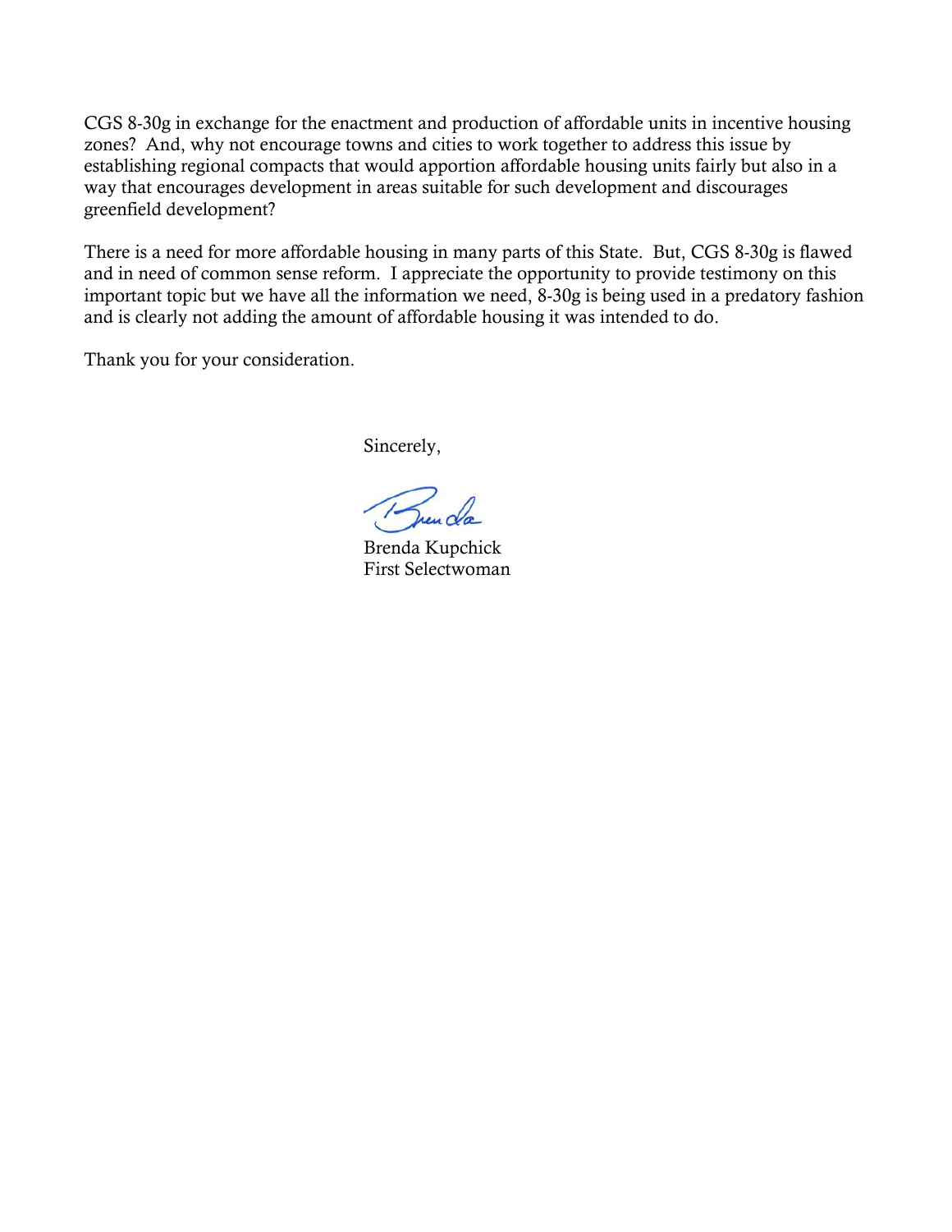CGS 8-30g in exchange for the enactment and production of affordable units in incentive housing zones? And, why not encourage towns and cities to work together to address this issue by establishing regional compacts that would apportion affordable housing units fairly but also in a way that encourages development in areas suitable for such development and discourages greenfield development?

There is a need for more affordable housing in many parts of this State. But, CGS 8-30g is flawed and in need of common sense reform. I appreciate the opportunity to provide testimony on this important topic but we have all the information we need, 8-30g is being used in a predatory fashion and is clearly not adding the amount of affordable housing it was intended to do.

Thank you for your consideration.

Sincerely,

Brenda

Brenda Kupchick
First Selectwoman